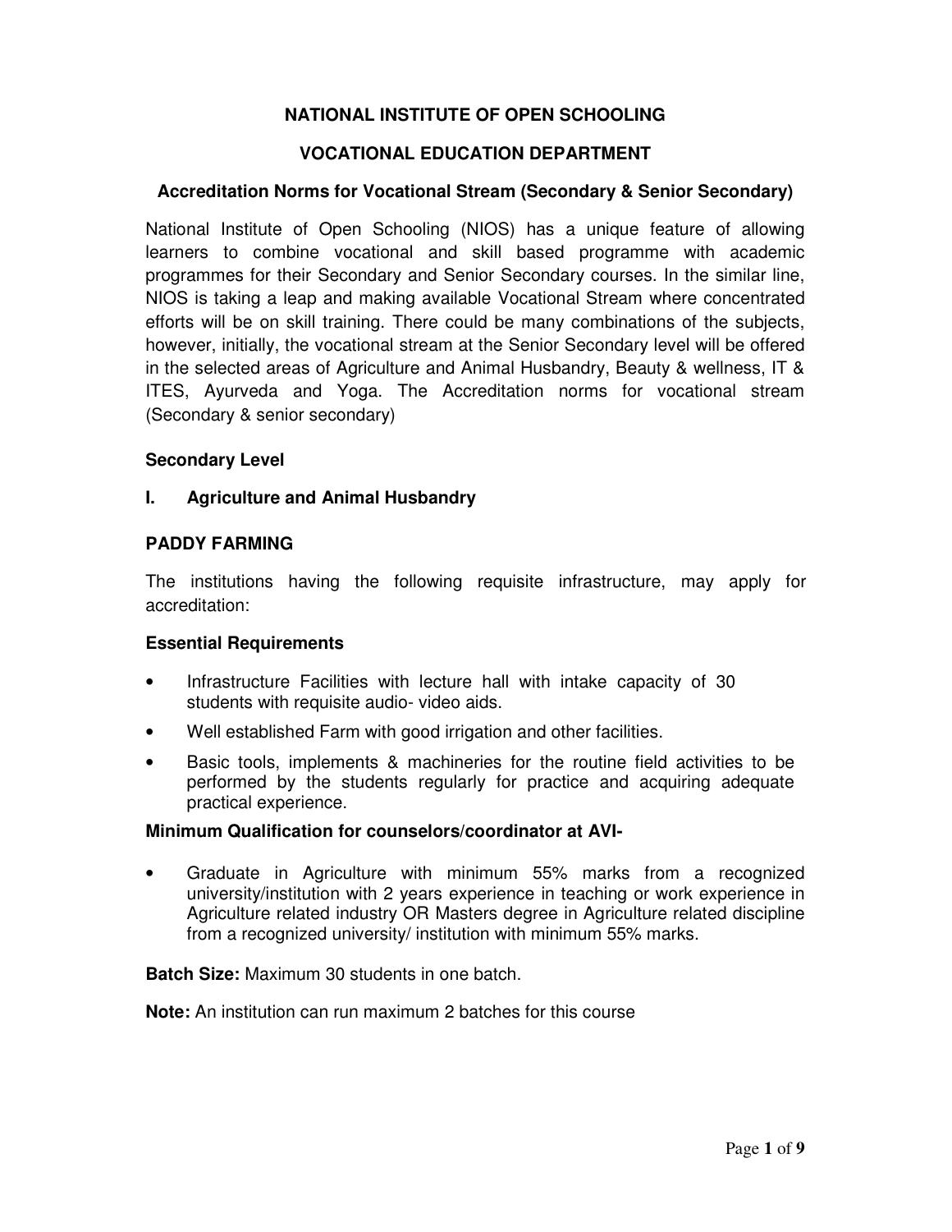# NATIONAL INSTITUTE OF OPEN SCHOOLING

## VOCATIONAL EDUCATION DEPARTMENT

### Accreditation Norms for Vocational Stream (Secondary & Senior Secondary)

National Institute of Open Schooling (NIOS) has a unique feature of allowing learners to combine vocational and skill based programme with academic programmes for their Secondary and Senior Secondary courses. In the similar line, NIOS is taking a leap and making available Vocational Stream where concentrated efforts will be on skill training. There could be many combinations of the subjects, however, initially, the vocational stream at the Senior Secondary level will be offered in the selected areas of Agriculture and Animal Husbandry, Beauty & wellness, IT & ITES, Ayurveda and Yoga. The Accreditation norms for vocational stream (Secondary & senior secondary)

**Secondary Level**

**I. Agriculture and Animal Husbandry**

**PADDY FARMING**

The institutions having the following requisite infrastructure, may apply for accreditation:

**Essential Requirements**

- Infrastructure Facilities with lecture hall with intake capacity of 30 students with requisite audio- video aids.
- Well established Farm with good irrigation and other facilities.
- Basic tools, implements & machineries for the routine field activities to be performed by the students regularly for practice and acquiring adequate practical experience.

**Minimum Qualification for counselors/coordinator at AVI-**

- Graduate in Agriculture with minimum 55% marks from a recognized university/institution with 2 years experience in teaching or work experience in Agriculture related industry OR Masters degree in Agriculture related discipline from a recognized university/ institution with minimum 55% marks.

**Batch Size:** Maximum 30 students in one batch.

**Note:** An institution can run maximum 2 batches for this course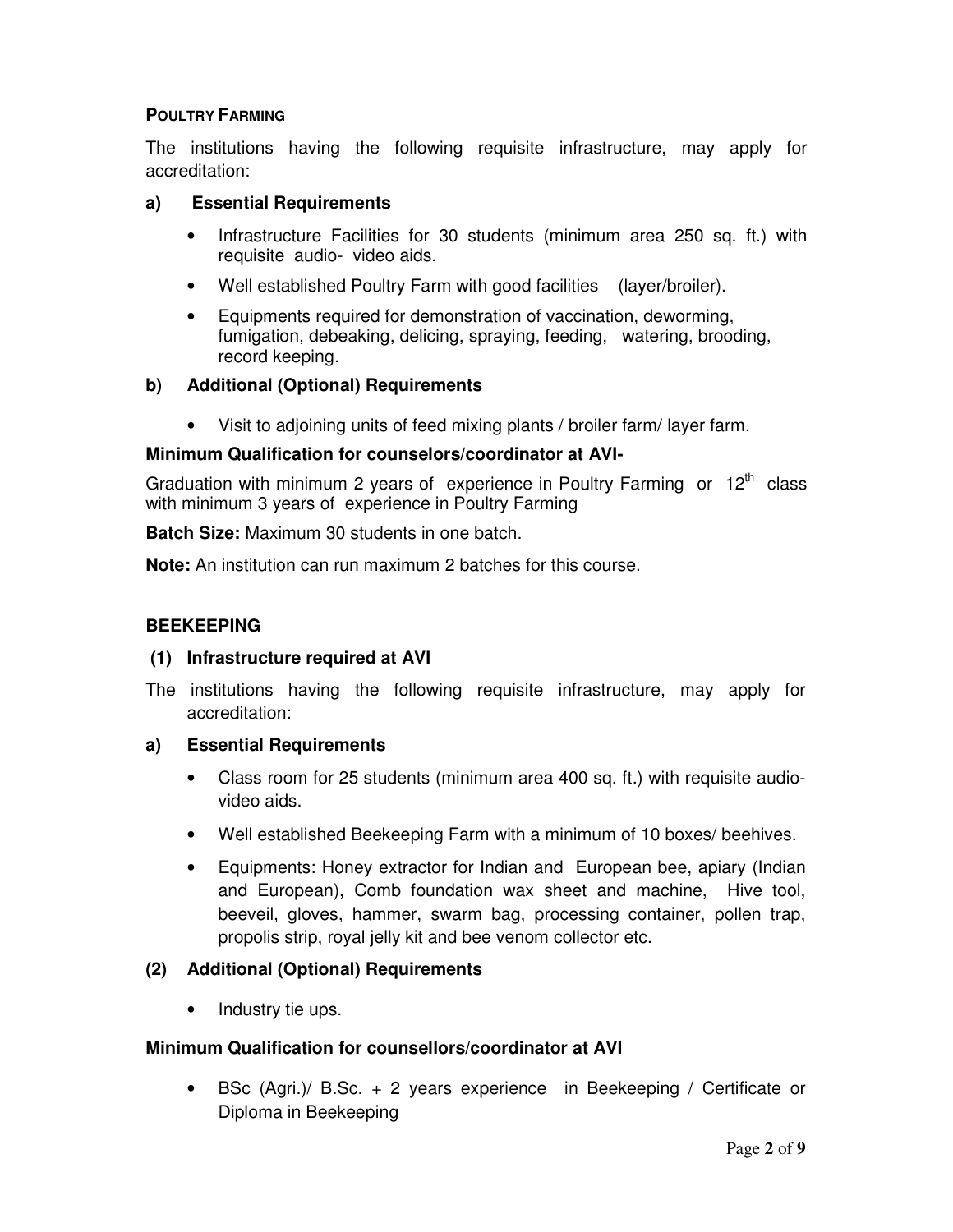**POULTRY FARMING**

The institutions having the following requisite infrastructure, may apply for accreditation:

**a) Essential Requirements**

- Infrastructure Facilities for 30 students (minimum area 250 sq. ft.) with requisite audio- video aids.
- Well established Poultry Farm with good facilities (layer/broiler).
- Equipments required for demonstration of vaccination, deworming, fumigation, debeaking, delicing, spraying, feeding, watering, brooding, record keeping.

**b) Additional (Optional) Requirements**

- Visit to adjoining units of feed mixing plants / broiler farm/ layer farm.

**Minimum Qualification for counselors/coordinator at AVI-**

Graduation with minimum 2 years of experience in Poultry Farming or 12th class with minimum 3 years of experience in Poultry Farming

**Batch Size:** Maximum 30 students in one batch.

**Note:** An institution can run maximum 2 batches for this course.

**BEEKEEPING**

**(1) Infrastructure required at AVI**

The institutions having the following requisite infrastructure, may apply for accreditation:

**a) Essential Requirements**

- Class room for 25 students (minimum area 400 sq. ft.) with requisite audio-video aids.
- Well established Beekeeping Farm with a minimum of 10 boxes/ beehives.
- Equipments: Honey extractor for Indian and European bee, apiary (Indian and European), Comb foundation wax sheet and machine, Hive tool, beeveil, gloves, hammer, swarm bag, processing container, pollen trap, propolis strip, royal jelly kit and bee venom collector etc.

**(2) Additional (Optional) Requirements**

- Industry tie ups.

**Minimum Qualification for counsellors/coordinator at AVI**

- BSc (Agri.)/ B.Sc. + 2 years experience in Beekeeping / Certificate or Diploma in Beekeeping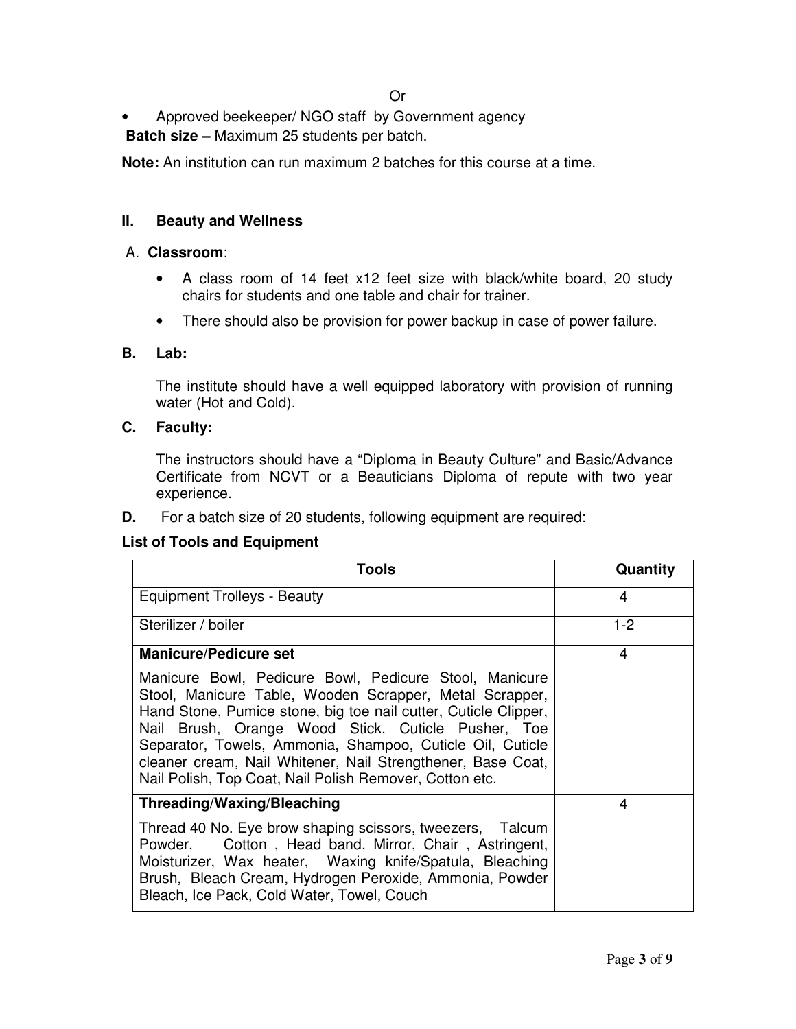Or

- Approved beekeeper/ NGO staff by Government agency

**Batch size –** Maximum 25 students per batch.

**Note:** An institution can run maximum 2 batches for this course at a time.

## II. Beauty and Wellness

**A. Classroom**:

- A class room of 14 feet x12 feet size with black/white board, 20 study chairs for students and one table and chair for trainer.
- There should also be provision for power backup in case of power failure.

**B. Lab:**

The institute should have a well equipped laboratory with provision of running water (Hot and Cold).

**C. Faculty:**

The instructors should have a "Diploma in Beauty Culture" and Basic/Advance Certificate from NCVT or a Beauticians Diploma of repute with two year experience.

**D.** For a batch size of 20 students, following equipment are required:

**List of Tools and Equipment**

| Tools | Quantity |
|---|---|
| Equipment Trolleys - Beauty | 4 |
| Sterilizer / boiler | 1-2 |
| **Manicure/Pedicure set**<br>Manicure Bowl, Pedicure Bowl, Pedicure Stool, Manicure Stool, Manicure Table, Wooden Scrapper, Metal Scrapper, Hand Stone, Pumice stone, big toe nail cutter, Cuticle Clipper, Nail Brush, Orange Wood Stick, Cuticle Pusher, Toe Separator, Towels, Ammonia, Shampoo, Cuticle Oil, Cuticle cleaner cream, Nail Whitener, Nail Strengthener, Base Coat, Nail Polish, Top Coat, Nail Polish Remover, Cotton etc. | 4 |
| **Threading/Waxing/Bleaching**<br>Thread 40 No. Eye brow shaping scissors, tweezers, Talcum Powder, Cotton , Head band, Mirror, Chair , Astringent, Moisturizer, Wax heater, Waxing knife/Spatula, Bleaching Brush, Bleach Cream, Hydrogen Peroxide, Ammonia, Powder Bleach, Ice Pack, Cold Water, Towel, Couch | 4 |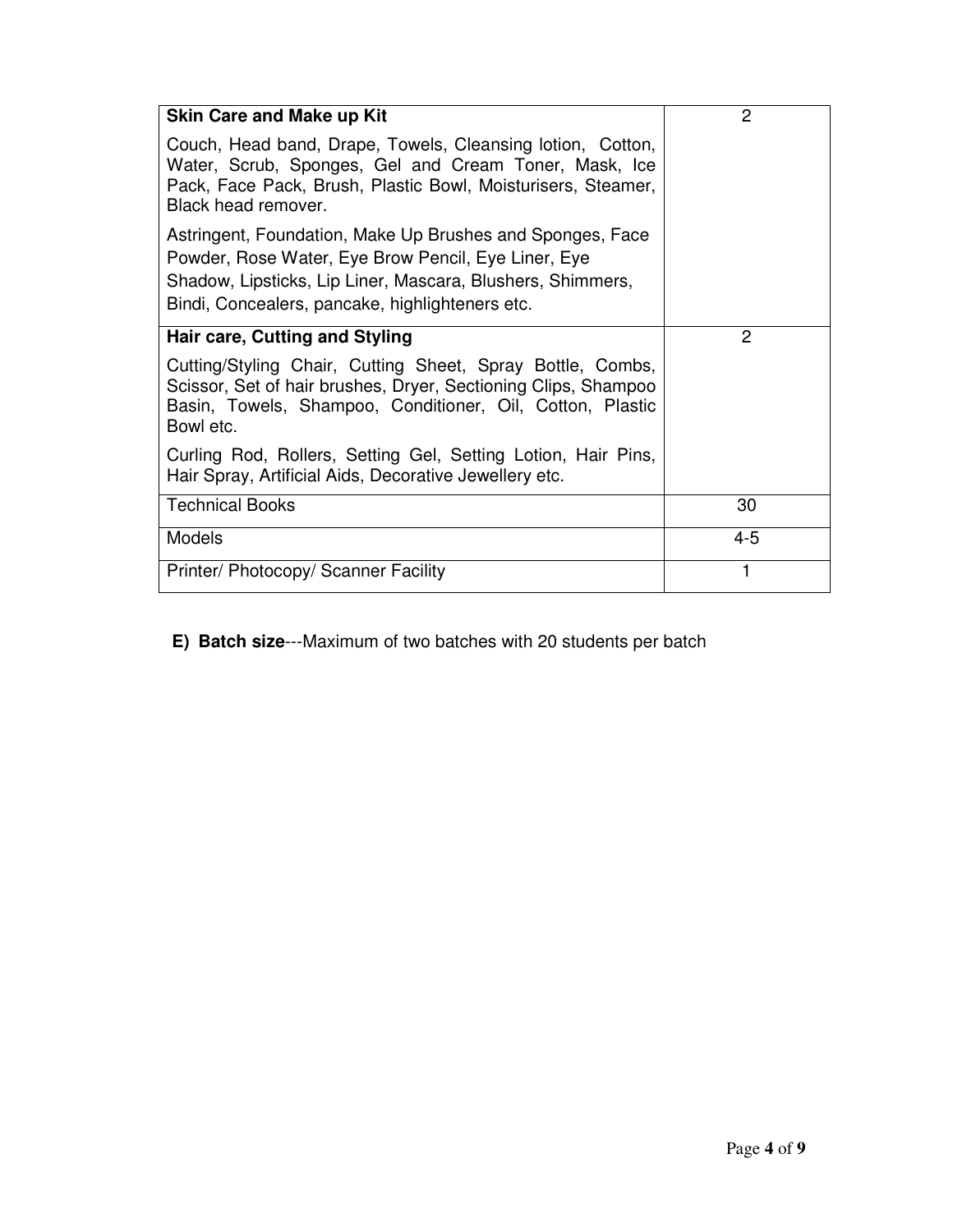| **Skin Care and Make up Kit**<br><br>Couch, Head band, Drape, Towels, Cleansing lotion, Cotton, Water, Scrub, Sponges, Gel and Cream Toner, Mask, Ice Pack, Face Pack, Brush, Plastic Bowl, Moisturisers, Steamer, Black head remover.<br><br>Astringent, Foundation, Make Up Brushes and Sponges, Face Powder, Rose Water, Eye Brow Pencil, Eye Liner, Eye Shadow, Lipsticks, Lip Liner, Mascara, Blushers, Shimmers, Bindi, Concealers, pancake, highlighteners etc. | 2 |
|---|---|
| **Hair care, Cutting and Styling**<br><br>Cutting/Styling Chair, Cutting Sheet, Spray Bottle, Combs, Scissor, Set of hair brushes, Dryer, Sectioning Clips, Shampoo Basin, Towels, Shampoo, Conditioner, Oil, Cotton, Plastic Bowl etc.<br><br>Curling Rod, Rollers, Setting Gel, Setting Lotion, Hair Pins, Hair Spray, Artificial Aids, Decorative Jewellery etc. | 2 |
| Technical Books | 30 |
| Models | 4-5 |
| Printer/ Photocopy/ Scanner Facility | 1 |

**E) Batch size**---Maximum of two batches with 20 students per batch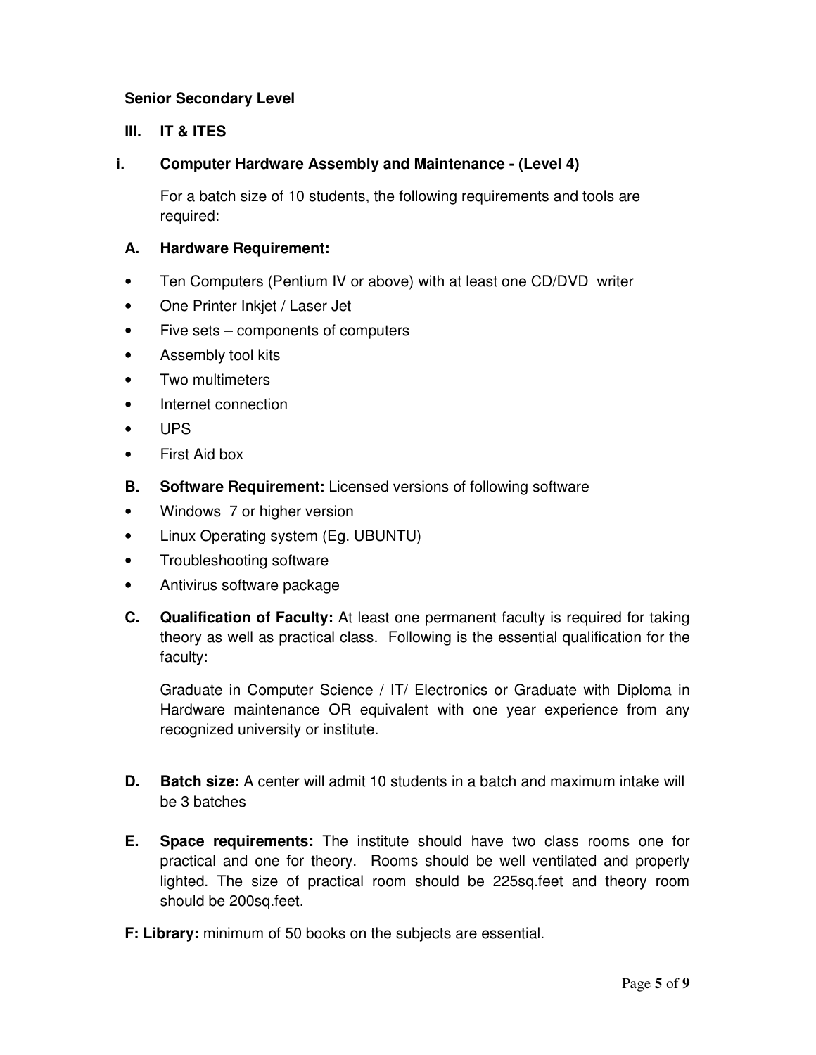**Senior Secondary Level**

**III. IT & ITES**

**i. Computer Hardware Assembly and Maintenance - (Level 4)**

For a batch size of 10 students, the following requirements and tools are required:

**A. Hardware Requirement:**

- Ten Computers (Pentium IV or above) with at least one CD/DVD writer
- One Printer Inkjet / Laser Jet
- Five sets – components of computers
- Assembly tool kits
- Two multimeters
- Internet connection
- UPS
- First Aid box

**B. Software Requirement:** Licensed versions of following software

- Windows 7 or higher version
- Linux Operating system (Eg. UBUNTU)
- Troubleshooting software
- Antivirus software package

**C. Qualification of Faculty:** At least one permanent faculty is required for taking theory as well as practical class. Following is the essential qualification for the faculty:

Graduate in Computer Science / IT/ Electronics or Graduate with Diploma in Hardware maintenance OR equivalent with one year experience from any recognized university or institute.

**D. Batch size:** A center will admit 10 students in a batch and maximum intake will be 3 batches

**E. Space requirements:** The institute should have two class rooms one for practical and one for theory. Rooms should be well ventilated and properly lighted. The size of practical room should be 225sq.feet and theory room should be 200sq.feet.

**F: Library:** minimum of 50 books on the subjects are essential.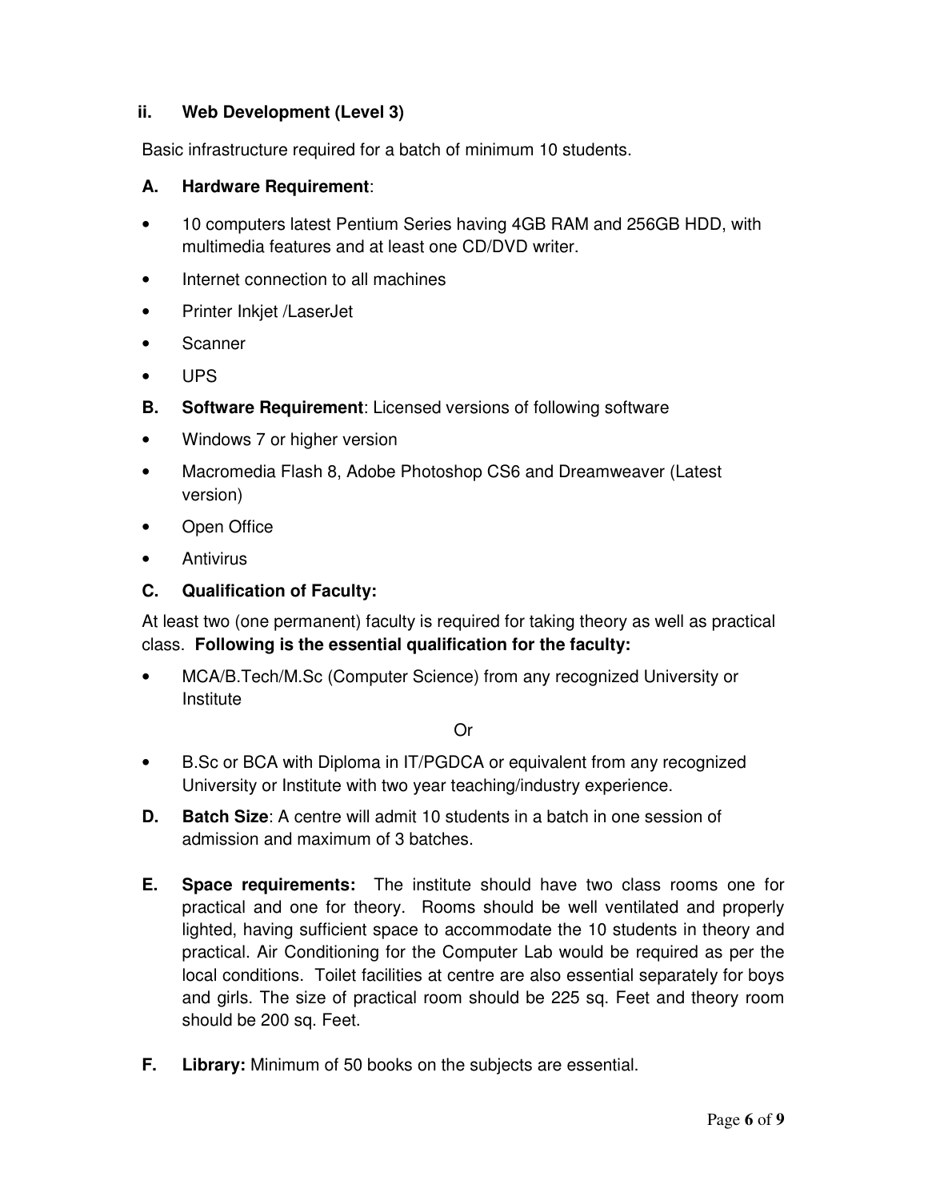### ii. Web Development (Level 3)

Basic infrastructure required for a batch of minimum 10 students.

**A. Hardware Requirement**:

- 10 computers latest Pentium Series having 4GB RAM and 256GB HDD, with multimedia features and at least one CD/DVD writer.
- Internet connection to all machines
- Printer Inkjet /LaserJet
- Scanner
- UPS

**B. Software Requirement**: Licensed versions of following software

- Windows 7 or higher version
- Macromedia Flash 8, Adobe Photoshop CS6 and Dreamweaver (Latest version)
- Open Office
- Antivirus

**C. Qualification of Faculty:**

At least two (one permanent) faculty is required for taking theory as well as practical class. **Following is the essential qualification for the faculty:**

- MCA/B.Tech/M.Sc (Computer Science) from any recognized University or Institute

Or

- B.Sc or BCA with Diploma in IT/PGDCA or equivalent from any recognized University or Institute with two year teaching/industry experience.

**D. Batch Size**: A centre will admit 10 students in a batch in one session of admission and maximum of 3 batches.

**E. Space requirements:** The institute should have two class rooms one for practical and one for theory. Rooms should be well ventilated and properly lighted, having sufficient space to accommodate the 10 students in theory and practical. Air Conditioning for the Computer Lab would be required as per the local conditions. Toilet facilities at centre are also essential separately for boys and girls. The size of practical room should be 225 sq. Feet and theory room should be 200 sq. Feet.

**F. Library:** Minimum of 50 books on the subjects are essential.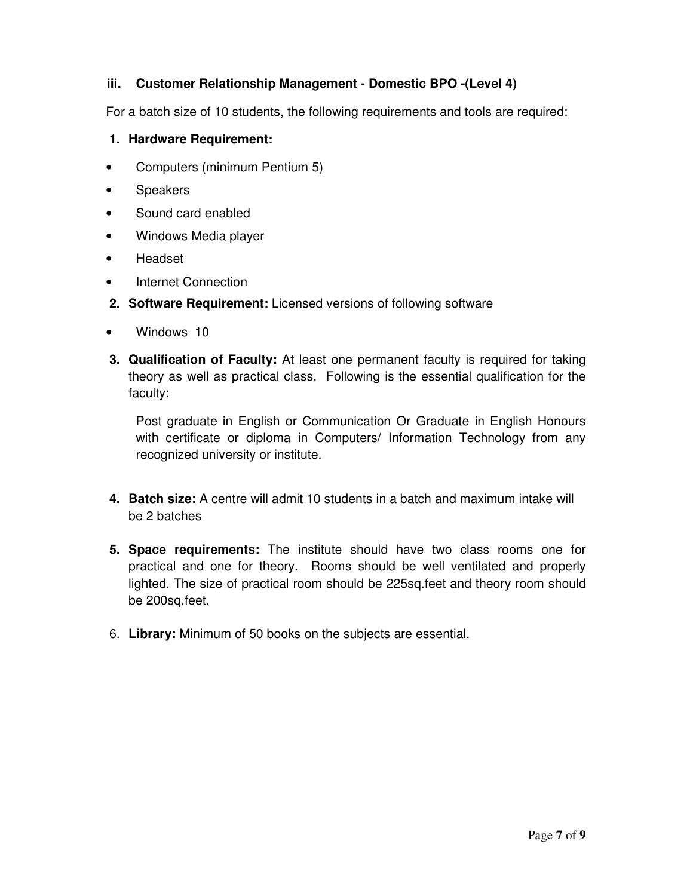### iii. Customer Relationship Management - Domestic BPO -(Level 4)

For a batch size of 10 students, the following requirements and tools are required:

1. **Hardware Requirement:**

- Computers (minimum Pentium 5)
- Speakers
- Sound card enabled
- Windows Media player
- Headset
- Internet Connection

2. **Software Requirement:** Licensed versions of following software

- Windows 10

3. **Qualification of Faculty:** At least one permanent faculty is required for taking theory as well as practical class. Following is the essential qualification for the faculty:

   Post graduate in English or Communication Or Graduate in English Honours with certificate or diploma in Computers/ Information Technology from any recognized university or institute.

4. **Batch size:** A centre will admit 10 students in a batch and maximum intake will be 2 batches

5. **Space requirements:** The institute should have two class rooms one for practical and one for theory. Rooms should be well ventilated and properly lighted. The size of practical room should be 225sq.feet and theory room should be 200sq.feet.

6. **Library:** Minimum of 50 books on the subjects are essential.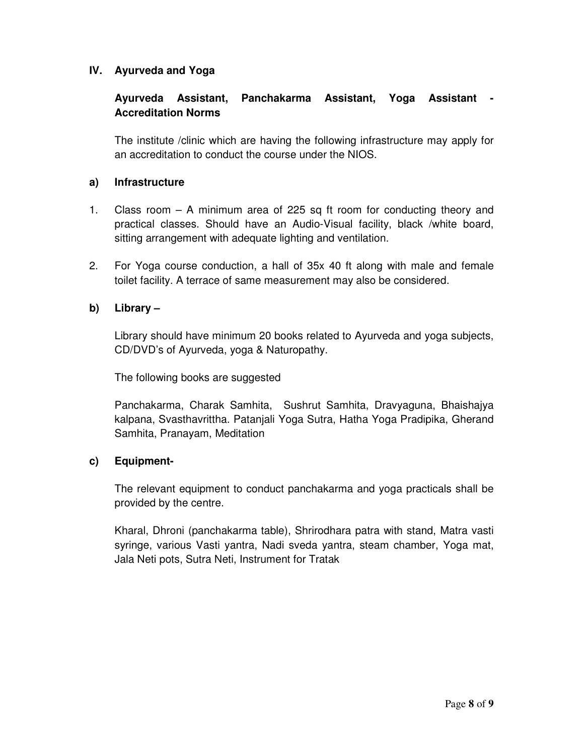## IV. Ayurveda and Yoga

### Ayurveda Assistant, Panchakarma Assistant, Yoga Assistant - Accreditation Norms

The institute /clinic which are having the following infrastructure may apply for an accreditation to conduct the course under the NIOS.

### a) Infrastructure

1. Class room – A minimum area of 225 sq ft room for conducting theory and practical classes. Should have an Audio-Visual facility, black /white board, sitting arrangement with adequate lighting and ventilation.

2. For Yoga course conduction, a hall of 35x 40 ft along with male and female toilet facility. A terrace of same measurement may also be considered.

### b) Library –

Library should have minimum 20 books related to Ayurveda and yoga subjects, CD/DVD's of Ayurveda, yoga & Naturopathy.

The following books are suggested

Panchakarma, Charak Samhita, Sushrut Samhita, Dravyaguna, Bhaishajya kalpana, Svasthavrittha. Patanjali Yoga Sutra, Hatha Yoga Pradipika, Gherand Samhita, Pranayam, Meditation

### c) Equipment-

The relevant equipment to conduct panchakarma and yoga practicals shall be provided by the centre.

Kharal, Dhroni (panchakarma table), Shrirodhara patra with stand, Matra vasti syringe, various Vasti yantra, Nadi sveda yantra, steam chamber, Yoga mat, Jala Neti pots, Sutra Neti, Instrument for Tratak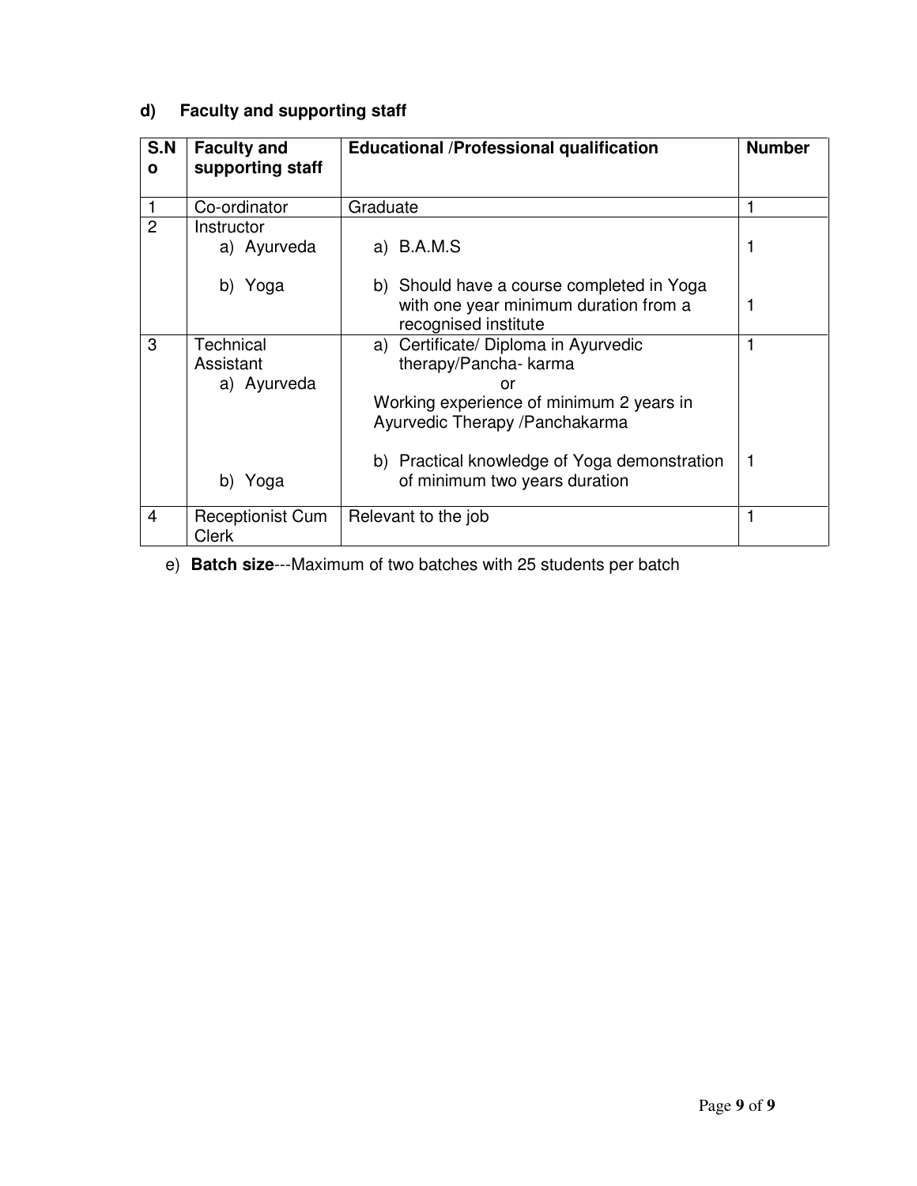**d) Faculty and supporting staff**

| S.No | Faculty and supporting staff | Educational /Professional qualification | Number |
|---|---|---|---|
| 1 | Co-ordinator | Graduate | 1 |
| 2 | Instructor<br>a) Ayurveda<br><br>b) Yoga | a) B.A.M.S<br><br>b) Should have a course completed in Yoga with one year minimum duration from a recognised institute | <br>1<br><br>1 |
| 3 | Technical Assistant<br>a) Ayurveda<br><br>b) Yoga | a) Certificate/ Diploma in Ayurvedic therapy/Pancha- karma<br>or<br>Working experience of minimum 2 years in Ayurvedic Therapy /Panchakarma<br><br>b) Practical knowledge of Yoga demonstration of minimum two years duration | 1<br><br><br><br>1 |
| 4 | Receptionist Cum Clerk | Relevant to the job | 1 |

e) **Batch size**---Maximum of two batches with 25 students per batch